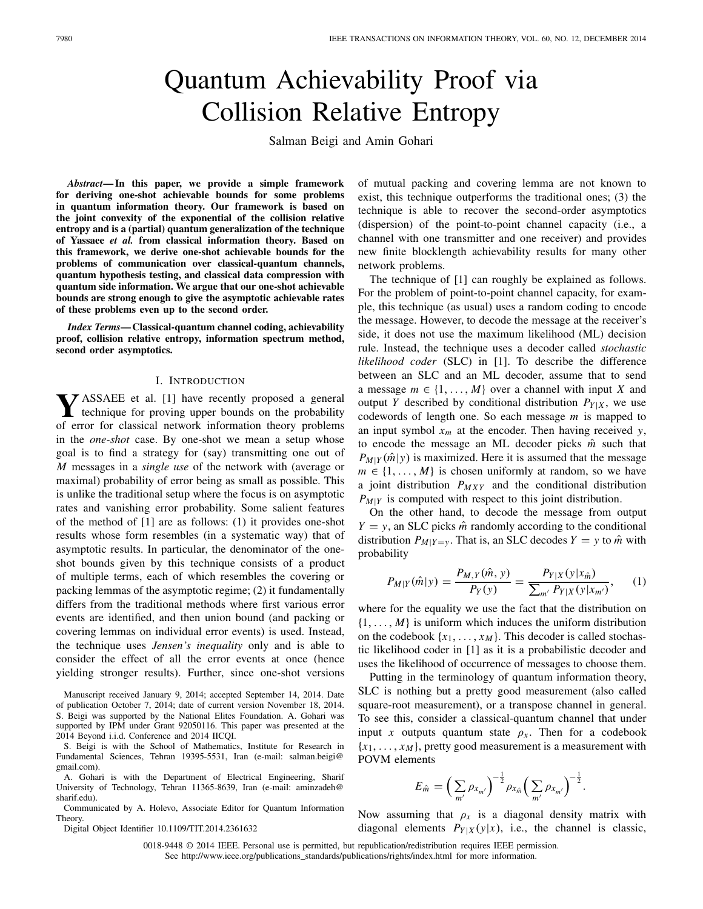# Quantum Achievability Proof via Collision Relative Entropy

Salman Beigi and Amin Gohari

***Abstract*—In this paper, we provide a simple framework for deriving one-shot achievable bounds for some problems in quantum information theory. Our framework is based on the joint convexity of the exponential of the collision relative entropy and is a (partial) quantum generalization of the technique of Yassaee *et al.* from classical information theory. Based on this framework, we derive one-shot achievable bounds for the problems of communication over classical-quantum channels, quantum hypothesis testing, and classical data compression with quantum side information. We argue that our one-shot achievable bounds are strong enough to give the asymptotic achievable rates of these problems even up to the second order.**

***Index Terms*—Classical-quantum channel coding, achievability proof, collision relative entropy, information spectrum method, second order asymptotics.**

## I. Introduction

Yassaee et al. [1] have recently proposed a general technique for proving upper bounds on the probability of error for classical network information theory problems in the *one-shot* case. By one-shot we mean a setup whose goal is to find a strategy for (say) transmitting one out of $M$ messages in a *single use* of the network with (average or maximal) probability of error being as small as possible. This is unlike the traditional setup where the focus is on asymptotic rates and vanishing error probability. Some salient features of the method of [1] are as follows: (1) it provides one-shot results whose form resembles (in a systematic way) that of asymptotic results. In particular, the denominator of the one-shot bounds given by this technique consists of a product of multiple terms, each of which resembles the covering or packing lemmas of the asymptotic regime; (2) it fundamentally differs from the traditional methods where first various error events are identified, and then union bound (and packing or covering lemmas on individual error events) is used. Instead, the technique uses *Jensen's inequality* only and is able to consider the effect of all the error events at once (hence yielding stronger results). Further, since one-shot versions of mutual packing and covering lemma are not known to exist, this technique outperforms the traditional ones; (3) the technique is able to recover the second-order asymptotics (dispersion) of the point-to-point channel capacity (i.e., a channel with one transmitter and one receiver) and provides new finite blocklength achievability results for many other network problems.

The technique of [1] can roughly be explained as follows. For the problem of point-to-point channel capacity, for example, this technique (as usual) uses a random coding to encode the message. However, to decode the message at the receiver's side, it does not use the maximum likelihood (ML) decision rule. Instead, the technique uses a decoder called *stochastic likelihood coder* (SLC) in [1]. To describe the difference between an SLC and an ML decoder, assume that to send a message $m \in \{1, \dots, M\}$ over a channel with input $X$ and output $Y$ described by conditional distribution $P_{Y|X}$, we use codewords of length one. So each message $m$ is mapped to an input symbol $x_m$ at the encoder. Then having received $y$, to encode the message an ML decoder picks $\hat{m}$ such that $P_{M|Y}(\hat{m}|y)$ is maximized. Here it is assumed that the message $m \in \{1, \dots, M\}$ is chosen uniformly at random, so we have a joint distribution $P_{MXY}$ and the conditional distribution $P_{M|Y}$ is computed with respect to this joint distribution.

On the other hand, to decode the message from output $Y = y$, an SLC picks $\hat{m}$ randomly according to the conditional distribution $P_{M|Y=y}$. That is, an SLC decodes $Y = y$ to $\hat{m}$ with probability

$$P_{M|Y}(\hat{m}|y) = \frac{P_{M,Y}(\hat{m}, y)}{P_Y(y)} = \frac{P_{Y|X}(y|x_{\hat{m}})}{\sum_{m'} P_{Y|X}(y|x_{m'})}, \qquad (1)$$

where for the equality we use the fact that the distribution on $\{1, \dots, M\}$ is uniform which induces the uniform distribution on the codebook $\{x_1, \dots, x_M\}$. This decoder is called stochastic likelihood coder in [1] as it is a probabilistic decoder and uses the likelihood of occurrence of messages to choose them.

Putting in the terminology of quantum information theory, SLC is nothing but a pretty good measurement (also called square-root measurement), or a transpose channel in general. To see this, consider a classical-quantum channel that under input $x$ outputs quantum state $\rho_x$. Then for a codebook $\{x_1, \dots, x_M\}$, pretty good measurement is a measurement with POVM elements

$$E_{\hat{m}} = \Big(\sum_{m'} \rho_{x_{m'}}\Big)^{-\frac{1}{2}} \rho_{x_{\hat{m}}} \Big(\sum_{m'} \rho_{x_{m'}}\Big)^{-\frac{1}{2}}.$$

Now assuming that $\rho_x$ is a diagonal density matrix with diagonal elements $P_{Y|X}(y|x)$, i.e., the channel is classic,

Manuscript received January 9, 2014; accepted September 14, 2014. Date of publication October 7, 2014; date of current version November 18, 2014. S. Beigi was supported by the National Elites Foundation. A. Gohari was supported by IPM under Grant 92050116. This paper was presented at the 2014 Beyond i.i.d. Conference and 2014 IICQI.

S. Beigi is with the School of Mathematics, Institute for Research in Fundamental Sciences, Tehran 19395-5531, Iran (e-mail: salman.beigi@gmail.com).

A. Gohari is with the Department of Electrical Engineering, Sharif University of Technology, Tehran 11365-8639, Iran (e-mail: aminzadeh@sharif.edu).

Communicated by A. Holevo, Associate Editor for Quantum Information Theory.

Digital Object Identifier 10.1109/TIT.2014.2361632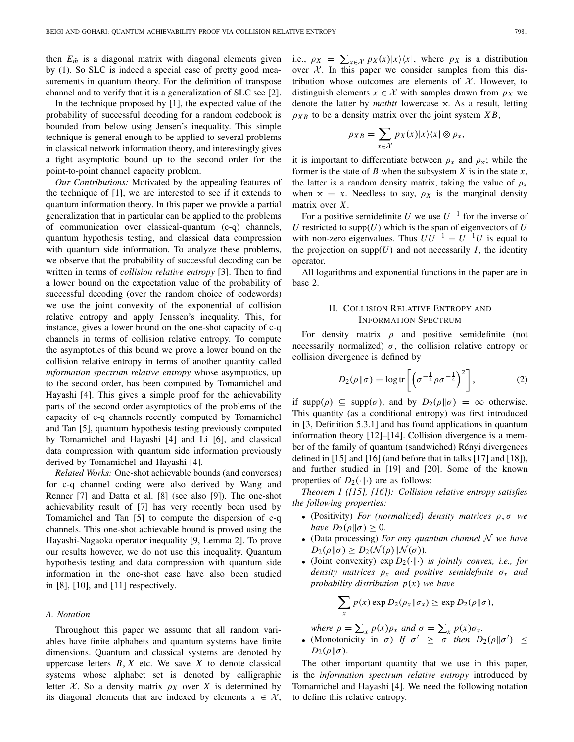then $E_{\hat{m}}$ is a diagonal matrix with diagonal elements given by (1). So SLC is indeed a special case of pretty good measurements in quantum theory. For the definition of transpose channel and to verify that it is a generalization of SLC see [2].

In the technique proposed by [1], the expected value of the probability of successful decoding for a random codebook is bounded from below using Jensen's inequality. This simple technique is general enough to be applied to several problems in classical network information theory, and interestingly gives a tight asymptotic bound up to the second order for the point-to-point channel capacity problem.

*Our Contributions:* Motivated by the appealing features of the technique of [1], we are interested to see if it extends to quantum information theory. In this paper we provide a partial generalization that in particular can be applied to the problems of communication over classical-quantum (c-q) channels, quantum hypothesis testing, and classical data compression with quantum side information. To analyze these problems, we observe that the probability of successful decoding can be written in terms of *collision relative entropy* [3]. Then to find a lower bound on the expectation value of the probability of successful decoding (over the random choice of codewords) we use the joint convexity of the exponential of collision relative entropy and apply Jenssen's inequality. This, for instance, gives a lower bound on the one-shot capacity of c-q channels in terms of collision relative entropy. To compute the asymptotics of this bound we prove a lower bound on the collision relative entropy in terms of another quantity called *information spectrum relative entropy* whose asymptotics, up to the second order, has been computed by Tomamichel and Hayashi [4]. This gives a simple proof for the achievability parts of the second order asymptotics of the problems of the capacity of c-q channels recently computed by Tomamichel and Tan [5], quantum hypothesis testing previously computed by Tomamichel and Hayashi [4] and Li [6], and classical data compression with quantum side information previously derived by Tomamichel and Hayashi [4].

*Related Works:* One-shot achievable bounds (and converses) for c-q channel coding were also derived by Wang and Renner [7] and Datta et al. [8] (see also [9]). The one-shot achievability result of [7] has very recently been used by Tomamichel and Tan [5] to compute the dispersion of c-q channels. This one-shot achievable bound is proved using the Hayashi-Nagaoka operator inequality [9, Lemma 2]. To prove our results however, we do not use this inequality. Quantum hypothesis testing and data compression with quantum side information in the one-shot case have also been studied in [8], [10], and [11] respectively.

### A. Notation

Throughout this paper we assume that all random variables have finite alphabets and quantum systems have finite dimensions. Quantum and classical systems are denoted by uppercase letters $B, X$ etc. We save $X$ to denote classical systems whose alphabet set is denoted by calligraphic letter $\mathcal{X}$. So a density matrix $\rho_X$ over $X$ is determined by its diagonal elements that are indexed by elements $x \in \mathcal{X}$, i.e., $\rho_X = \sum_{x\in\mathcal{X}} p_X(x)|x\rangle\langle x|$, where $p_X$ is a distribution over $\mathcal{X}$. In this paper we consider samples from this distribution whose outcomes are elements of $\mathcal{X}$. However, to distinguish elements $x \in \mathcal{X}$ with samples drawn from $p_X$ we denote the latter by *mathtt* lowercase $\mathtt{x}$. As a result, letting $\rho_{XB}$ to be a density matrix over the joint system $XB$,

$$\rho_{XB} = \sum_{x\in\mathcal{X}} p_X(x)|x\rangle\langle x| \otimes \rho_x,$$

it is important to differentiate between $\rho_x$ and $\rho_{\mathtt{x}}$; while the former is the state of $B$ when the subsystem $X$ is in the state $x$, the latter is a random density matrix, taking the value of $\rho_x$ when $\mathtt{x} = x$. Needless to say, $\rho_X$ is the marginal density matrix over $X$.

For a positive semidefinite $U$ we use $U^{-1}$ for the inverse of $U$ restricted to $\mathrm{supp}(U)$ which is the span of eigenvectors of $U$ with non-zero eigenvalues. Thus $UU^{-1} = U^{-1}U$ is equal to the projection on $\mathrm{supp}(U)$ and not necessarily $I$, the identity operator.

All logarithms and exponential functions in the paper are in base 2.

## II. Collision Relative Entropy and Information Spectrum

For density matrix $\rho$ and positive semidefinite (not necessarily normalized) $\sigma$, the collision relative entropy or collision divergence is defined by

$$D_2(\rho\|\sigma) = \log \mathrm{tr}\left[\left(\sigma^{-\frac{1}{4}}\rho\sigma^{-\frac{1}{4}}\right)^2\right], \tag{2}$$

if $\mathrm{supp}(\rho) \subseteq \mathrm{supp}(\sigma)$, and by $D_2(\rho\|\sigma) = \infty$ otherwise. This quantity (as a conditional entropy) was first introduced in [3, Definition 5.3.1] and has found applications in quantum information theory [12]–[14]. Collision divergence is a member of the family of quantum (sandwiched) Rényi divergences defined in [15] and [16] (and before that in talks [17] and [18]), and further studied in [19] and [20]. Some of the known properties of $D_2(\cdot\|\cdot)$ are as follows:

*Theorem 1 ([15], [16]): Collision relative entropy satisfies the following properties:*

- (Positivity) *For (normalized) density matrices $\rho, \sigma$ we have $D_2(\rho\|\sigma) \geq 0$.*
- (Data processing) *For any quantum channel $\mathcal{N}$ we have $D_2(\rho\|\sigma) \geq D_2(\mathcal{N}(\rho)\|\mathcal{N}(\sigma))$.*
- (Joint convexity) *$\exp D_2(\cdot\|\cdot)$ is jointly convex, i.e., for density matrices $\rho_x$ and positive semidefinite $\sigma_x$ and probability distribution $p(x)$ we have*

$$\sum_x p(x) \exp D_2(\rho_x\|\sigma_x) \geq \exp D_2(\rho\|\sigma),$$

  *where $\rho = \sum_x p(x)\rho_x$ and $\sigma = \sum_x p(x)\sigma_x$.*
- (Monotonicity in $\sigma$) *If $\sigma' \geq \sigma$ then $D_2(\rho\|\sigma') \leq D_2(\rho\|\sigma)$.*

The other important quantity that we use in this paper, is the *information spectrum relative entropy* introduced by Tomamichel and Hayashi [4]. We need the following notation to define this relative entropy.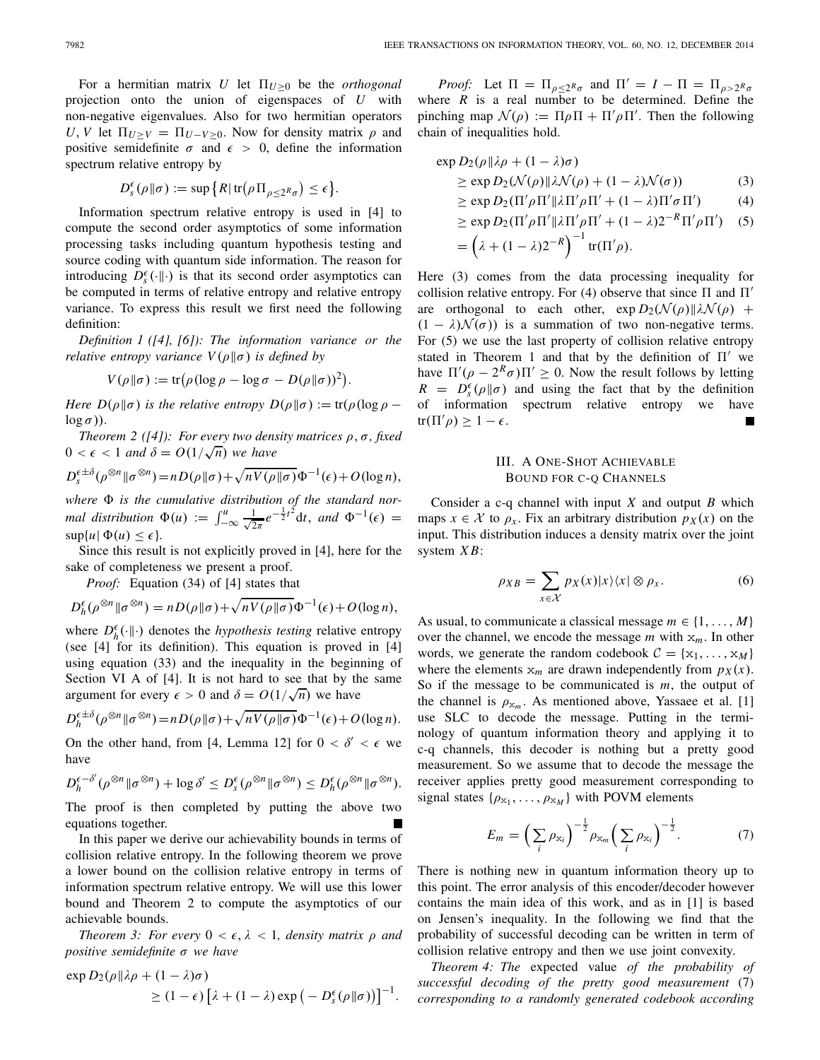For a hermitian matrix $U$ let $\Pi_{U\geq 0}$ be the *orthogonal* projection onto the union of eigenspaces of $U$ with non-negative eigenvalues. Also for two hermitian operators $U, V$ let $\Pi_{U\geq V} = \Pi_{U-V\geq 0}$. Now for density matrix $\rho$ and positive semidefinite $\sigma$ and $\epsilon > 0$, define the information spectrum relative entropy by

$$D_s^\epsilon(\rho\|\sigma) := \sup\big\{R \big| \operatorname{tr}\big(\rho\Pi_{\rho\leq 2^R\sigma}\big) \leq \epsilon\big\}.$$

Information spectrum relative entropy is used in [4] to compute the second order asymptotics of some information processing tasks including quantum hypothesis testing and source coding with quantum side information. The reason for introducing $D_s^\epsilon(\cdot\|\cdot)$ is that its second order asymptotics can be computed in terms of relative entropy and relative entropy variance. To express this result we first need the following definition:

*Definition 1 ([4], [6]): The information variance or the relative entropy variance $V(\rho\|\sigma)$ is defined by*

$$V(\rho\|\sigma) := \operatorname{tr}\big(\rho(\log\rho - \log\sigma - D(\rho\|\sigma))^2\big).$$

*Here $D(\rho\|\sigma)$ is the relative entropy $D(\rho\|\sigma) := \operatorname{tr}(\rho(\log\rho - \log\sigma))$.*

*Theorem 2 ([4]): For every two density matrices $\rho, \sigma$, fixed $0 < \epsilon < 1$ and $\delta = O(1/\sqrt{n})$ we have*

$$D_s^{\epsilon\pm\delta}(\rho^{\otimes n}\|\sigma^{\otimes n}) = nD(\rho\|\sigma) + \sqrt{nV(\rho\|\sigma)}\,\Phi^{-1}(\epsilon) + O(\log n),$$

*where $\Phi$ is the cumulative distribution of the standard normal distribution $\Phi(u) := \int_{-\infty}^{u}\frac{1}{\sqrt{2\pi}}e^{-\frac{1}{2}t^2}\mathrm{d}t$, and $\Phi^{-1}(\epsilon) = \sup\{u|\,\Phi(u) \leq \epsilon\}$.*

Since this result is not explicitly proved in [4], here for the sake of completeness we present a proof.

*Proof:* Equation (34) of [4] states that

$$D_h^\epsilon(\rho^{\otimes n}\|\sigma^{\otimes n}) = nD(\rho\|\sigma) + \sqrt{nV(\rho\|\sigma)}\,\Phi^{-1}(\epsilon) + O(\log n),$$

where $D_h^\epsilon(\cdot\|\cdot)$ denotes the *hypothesis testing* relative entropy (see [4] for its definition). This equation is proved in [4] using equation (33) and the inequality in the beginning of Section VI A of [4]. It is not hard to see that by the same argument for every $\epsilon > 0$ and $\delta = O(1/\sqrt{n})$ we have

$$D_h^{\epsilon\pm\delta}(\rho^{\otimes n}\|\sigma^{\otimes n}) = nD(\rho\|\sigma) + \sqrt{nV(\rho\|\sigma)}\,\Phi^{-1}(\epsilon) + O(\log n).$$

On the other hand, from [4, Lemma 12] for $0 < \delta' < \epsilon$ we have

$$D_h^{\epsilon-\delta'}(\rho^{\otimes n}\|\sigma^{\otimes n}) + \log\delta' \leq D_s^\epsilon(\rho^{\otimes n}\|\sigma^{\otimes n}) \leq D_h^\epsilon(\rho^{\otimes n}\|\sigma^{\otimes n}).$$

The proof is then completed by putting the above two equations together. ■

In this paper we derive our achievability bounds in terms of collision relative entropy. In the following theorem we prove a lower bound on the collision relative entropy in terms of information spectrum relative entropy. We will use this lower bound and Theorem 2 to compute the asymptotics of our achievable bounds.

*Theorem 3: For every $0 < \epsilon, \lambda < 1$, density matrix $\rho$ and positive semidefinite $\sigma$ we have*

$$\exp D_2(\rho\|\lambda\rho + (1-\lambda)\sigma) \geq (1-\epsilon)\big[\lambda + (1-\lambda)\exp\big(-D_s^\epsilon(\rho\|\sigma)\big)\big]^{-1}.$$

*Proof:* Let $\Pi = \Pi_{\rho\leq 2^R\sigma}$ and $\Pi' = I - \Pi = \Pi_{\rho>2^R\sigma}$ where $R$ is a real number to be determined. Define the pinching map $\mathcal{N}(\rho) := \Pi\rho\Pi + \Pi'\rho\Pi'$. Then the following chain of inequalities hold.

$$
\begin{aligned}
&\exp D_2(\rho\|\lambda\rho + (1-\lambda)\sigma)\\
&\quad\geq \exp D_2(\mathcal{N}(\rho)\|\lambda\mathcal{N}(\rho) + (1-\lambda)\mathcal{N}(\sigma)) \qquad (3)\\
&\quad\geq \exp D_2(\Pi'\rho\Pi'\|\lambda\Pi'\rho\Pi' + (1-\lambda)\Pi'\sigma\Pi') \qquad (4)\\
&\quad\geq \exp D_2(\Pi'\rho\Pi'\|\lambda\Pi'\rho\Pi' + (1-\lambda)2^{-R}\Pi'\rho\Pi') \qquad (5)\\
&\quad= \Big(\lambda + (1-\lambda)2^{-R}\Big)^{-1}\operatorname{tr}(\Pi'\rho).
\end{aligned}
$$

Here (3) comes from the data processing inequality for collision relative entropy. For (4) observe that since $\Pi$ and $\Pi'$ are orthogonal to each other, $\exp D_2(\mathcal{N}(\rho)\|\lambda\mathcal{N}(\rho) + (1-\lambda)\mathcal{N}(\sigma))$ is a summation of two non-negative terms. For (5) we use the last property of collision relative entropy stated in Theorem 1 and that by the definition of $\Pi'$ we have $\Pi'(\rho - 2^R\sigma)\Pi' \geq 0$. Now the result follows by letting $R = D_s^\epsilon(\rho\|\sigma)$ and using the fact that by the definition of information spectrum relative entropy we have $\operatorname{tr}(\Pi'\rho) \geq 1-\epsilon$. ■

## III. A One-Shot Achievable Bound for C-Q Channels

Consider a c-q channel with input $X$ and output $B$ which maps $x \in \mathcal{X}$ to $\rho_x$. Fix an arbitrary distribution $p_X(x)$ on the input. This distribution induces a density matrix over the joint system $XB$:

$$\rho_{XB} = \sum_{x\in\mathcal{X}} p_X(x)|x\rangle\langle x| \otimes \rho_x. \qquad (6)$$

As usual, to communicate a classical message $m \in \{1,\dots,M\}$ over the channel, we encode the message $m$ with $\mathrm{x}_m$. In other words, we generate the random codebook $\mathcal{C} = \{\mathrm{x}_1,\dots,\mathrm{x}_M\}$ where the elements $\mathrm{x}_m$ are drawn independently from $p_X(x)$. So if the message to be communicated is $m$, the output of the channel is $\rho_{\mathrm{x}_m}$. As mentioned above, Yassaee et al. [1] use SLC to decode the message. Putting in the terminology of quantum information theory and applying it to c-q channels, this decoder is nothing but a pretty good measurement. So we assume that to decode the message the receiver applies pretty good measurement corresponding to signal states $\{\rho_{\mathrm{x}_1},\dots,\rho_{\mathrm{x}_M}\}$ with POVM elements

$$E_m = \Big(\sum_i \rho_{\mathrm{x}_i}\Big)^{-\frac{1}{2}}\rho_{\mathrm{x}_m}\Big(\sum_i \rho_{\mathrm{x}_i}\Big)^{-\frac{1}{2}}. \qquad (7)$$

There is nothing new in quantum information theory up to this point. The error analysis of this encoder/decoder however contains the main idea of this work, and as in [1] is based on Jensen's inequality. In the following we find that the probability of successful decoding can be written in term of collision relative entropy and then we use joint convexity.

*Theorem 4: The* expected value *of the probability of successful decoding of the pretty good measurement* (7) *corresponding to a randomly generated codebook according*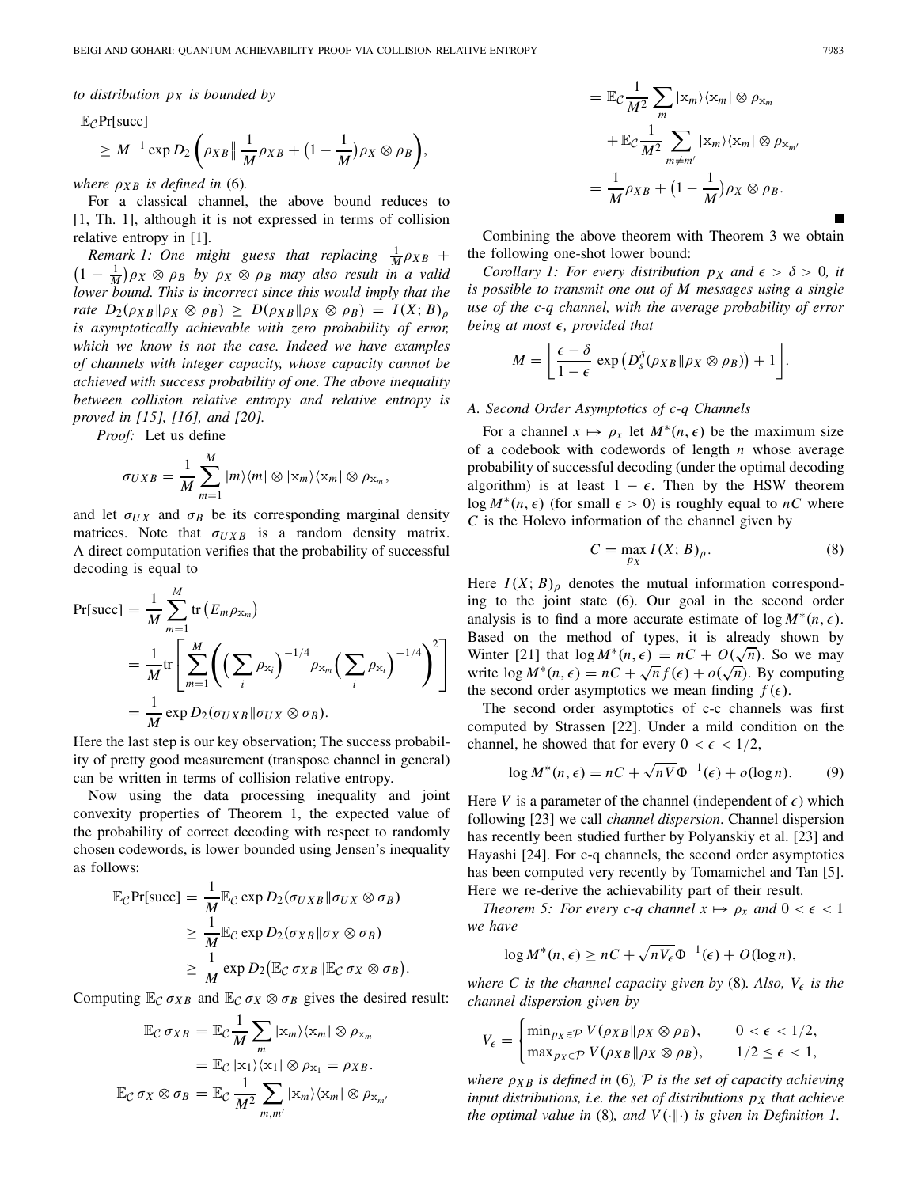*to distribution $p_X$ is bounded by*

$$\mathbb{E}_{\mathcal{C}}\Pr[\text{succ}] \geq M^{-1}\exp D_2\left(\rho_{XB}\middle\| \frac{1}{M}\rho_{XB} + \left(1-\frac{1}{M}\right)\rho_X\otimes\rho_B\right),$$

*where $\rho_{XB}$ is defined in* (6)*.*

For a classical channel, the above bound reduces to [1, Th. 1], although it is not expressed in terms of collision relative entropy in [1].

*Remark 1: One might guess that replacing $\frac{1}{M}\rho_{XB} + \left(1-\frac{1}{M}\right)\rho_X\otimes\rho_B$ by $\rho_X\otimes\rho_B$ may also result in a valid lower bound. This is incorrect since this would imply that the rate $D_2(\rho_{XB}\|\rho_X\otimes\rho_B) \geq D(\rho_{XB}\|\rho_X\otimes\rho_B) = I(X;B)_\rho$ is asymptotically achievable with zero probability of error, which we know is not the case. Indeed we have examples of channels with integer capacity, whose capacity cannot be achieved with success probability of one. The above inequality between collision relative entropy and relative entropy is proved in [15], [16], and [20].*

*Proof:* Let us define

$$\sigma_{UXB} = \frac{1}{M}\sum_{m=1}^{M}|m\rangle\langle m|\otimes|\mathrm{x}_m\rangle\langle\mathrm{x}_m|\otimes\rho_{\mathrm{x}_m},$$

and let $\sigma_{UX}$ and $\sigma_B$ be its corresponding marginal density matrices. Note that $\sigma_{UXB}$ is a random density matrix. A direct computation verifies that the probability of successful decoding is equal to

$$\begin{aligned}
\Pr[\text{succ}] &= \frac{1}{M}\sum_{m=1}^{M}\mathrm{tr}\left(E_m\rho_{\mathrm{x}_m}\right)\\
&= \frac{1}{M}\mathrm{tr}\left[\sum_{m=1}^{M}\left(\left(\sum_i\rho_{\mathrm{x}_i}\right)^{-1/4}\rho_{\mathrm{x}_m}\left(\sum_i\rho_{\mathrm{x}_i}\right)^{-1/4}\right)^2\right]\\
&= \frac{1}{M}\exp D_2(\sigma_{UXB}\|\sigma_{UX}\otimes\sigma_B).
\end{aligned}$$

Here the last step is our key observation; The success probability of pretty good measurement (transpose channel in general) can be written in terms of collision relative entropy.

Now using the data processing inequality and joint convexity properties of Theorem 1, the expected value of the probability of correct decoding with respect to randomly chosen codewords, is lower bounded using Jensen's inequality as follows:

$$\begin{aligned}
\mathbb{E}_{\mathcal{C}}\Pr[\text{succ}] &= \frac{1}{M}\mathbb{E}_{\mathcal{C}}\exp D_2(\sigma_{UXB}\|\sigma_{UX}\otimes\sigma_B)\\
&\geq \frac{1}{M}\mathbb{E}_{\mathcal{C}}\exp D_2(\sigma_{XB}\|\sigma_X\otimes\sigma_B)\\
&\geq \frac{1}{M}\exp D_2\left(\mathbb{E}_{\mathcal{C}}\,\sigma_{XB}\|\mathbb{E}_{\mathcal{C}}\,\sigma_X\otimes\sigma_B\right).
\end{aligned}$$

Computing $\mathbb{E}_{\mathcal{C}}\,\sigma_{XB}$ and $\mathbb{E}_{\mathcal{C}}\,\sigma_X\otimes\sigma_B$ gives the desired result:

$$\begin{aligned}
\mathbb{E}_{\mathcal{C}}\,\sigma_{XB} &= \mathbb{E}_{\mathcal{C}}\frac{1}{M}\sum_m|\mathrm{x}_m\rangle\langle\mathrm{x}_m|\otimes\rho_{\mathrm{x}_m}\\
&= \mathbb{E}_{\mathcal{C}}\,|\mathrm{x}_1\rangle\langle\mathrm{x}_1|\otimes\rho_{\mathrm{x}_1} = \rho_{XB}.\\
\mathbb{E}_{\mathcal{C}}\,\sigma_X\otimes\sigma_B &= \mathbb{E}_{\mathcal{C}}\frac{1}{M^2}\sum_{m,m'}|\mathrm{x}_m\rangle\langle\mathrm{x}_m|\otimes\rho_{\mathrm{x}_{m'}}\\
&= \mathbb{E}_{\mathcal{C}}\frac{1}{M^2}\sum_m|\mathrm{x}_m\rangle\langle\mathrm{x}_m|\otimes\rho_{\mathrm{x}_m}\\
&\quad+\mathbb{E}_{\mathcal{C}}\frac{1}{M^2}\sum_{m\neq m'}|\mathrm{x}_m\rangle\langle\mathrm{x}_m|\otimes\rho_{\mathrm{x}_{m'}}\\
&= \frac{1}{M}\rho_{XB} + \left(1-\frac{1}{M}\right)\rho_X\otimes\rho_B.
\end{aligned}$$

■

Combining the above theorem with Theorem 3 we obtain the following one-shot lower bound:

*Corollary 1: For every distribution $p_X$ and $\epsilon > \delta > 0$, it is possible to transmit one out of $M$ messages using a single use of the c-q channel, with the average probability of error being at most $\epsilon$, provided that*

$$M = \left\lfloor\frac{\epsilon-\delta}{1-\epsilon}\exp\left(D_s^\delta(\rho_{XB}\|\rho_X\otimes\rho_B)\right)+1\right\rfloor.$$

### A. Second Order Asymptotics of c-q Channels

For a channel $x\mapsto\rho_x$ let $M^*(n,\epsilon)$ be the maximum size of a codebook with codewords of length $n$ whose average probability of successful decoding (under the optimal decoding algorithm) is at least $1-\epsilon$. Then by the HSW theorem $\log M^*(n,\epsilon)$ (for small $\epsilon>0$) is roughly equal to $nC$ where $C$ is the Holevo information of the channel given by

$$C = \max_{p_X} I(X;B)_\rho. \tag{8}$$

Here $I(X;B)_\rho$ denotes the mutual information corresponding to the joint state (6). Our goal in the second order analysis is to find a more accurate estimate of $\log M^*(n,\epsilon)$. Based on the method of types, it is already shown by Winter [21] that $\log M^*(n,\epsilon) = nC + O(\sqrt{n})$. So we may write $\log M^*(n,\epsilon) = nC + \sqrt{n}f(\epsilon) + o(\sqrt{n})$. By computing the second order asymptotics we mean finding $f(\epsilon)$.

The second order asymptotics of c-c channels was first computed by Strassen [22]. Under a mild condition on the channel, he showed that for every $0<\epsilon<1/2$,

$$\log M^*(n,\epsilon) = nC + \sqrt{nV}\Phi^{-1}(\epsilon) + o(\log n). \tag{9}$$

Here $V$ is a parameter of the channel (independent of $\epsilon$) which following [23] we call *channel dispersion*. Channel dispersion has recently been studied further by Polyanskiy et al. [23] and Hayashi [24]. For c-q channels, the second order asymptotics has been computed very recently by Tomamichel and Tan [5]. Here we re-derive the achievability part of their result.

*Theorem 5: For every c-q channel $x\mapsto\rho_x$ and $0<\epsilon<1$ we have*

$$\log M^*(n,\epsilon) \geq nC + \sqrt{nV_\epsilon}\Phi^{-1}(\epsilon) + O(\log n),$$

*where $C$ is the channel capacity given by* (8)*. Also, $V_\epsilon$ is the channel dispersion given by*

$$V_\epsilon = \begin{cases}\min_{p_X\in\mathcal{P}} V(\rho_{XB}\|\rho_X\otimes\rho_B), & 0<\epsilon<1/2,\\ \max_{p_X\in\mathcal{P}} V(\rho_{XB}\|\rho_X\otimes\rho_B), & 1/2\leq\epsilon<1,\end{cases}$$

*where $\rho_{XB}$ is defined in* (6)*, $\mathcal{P}$ is the set of capacity achieving input distributions, i.e. the set of distributions $p_X$ that achieve the optimal value in* (8)*, and $V(\cdot\|\cdot)$ is given in Definition 1.*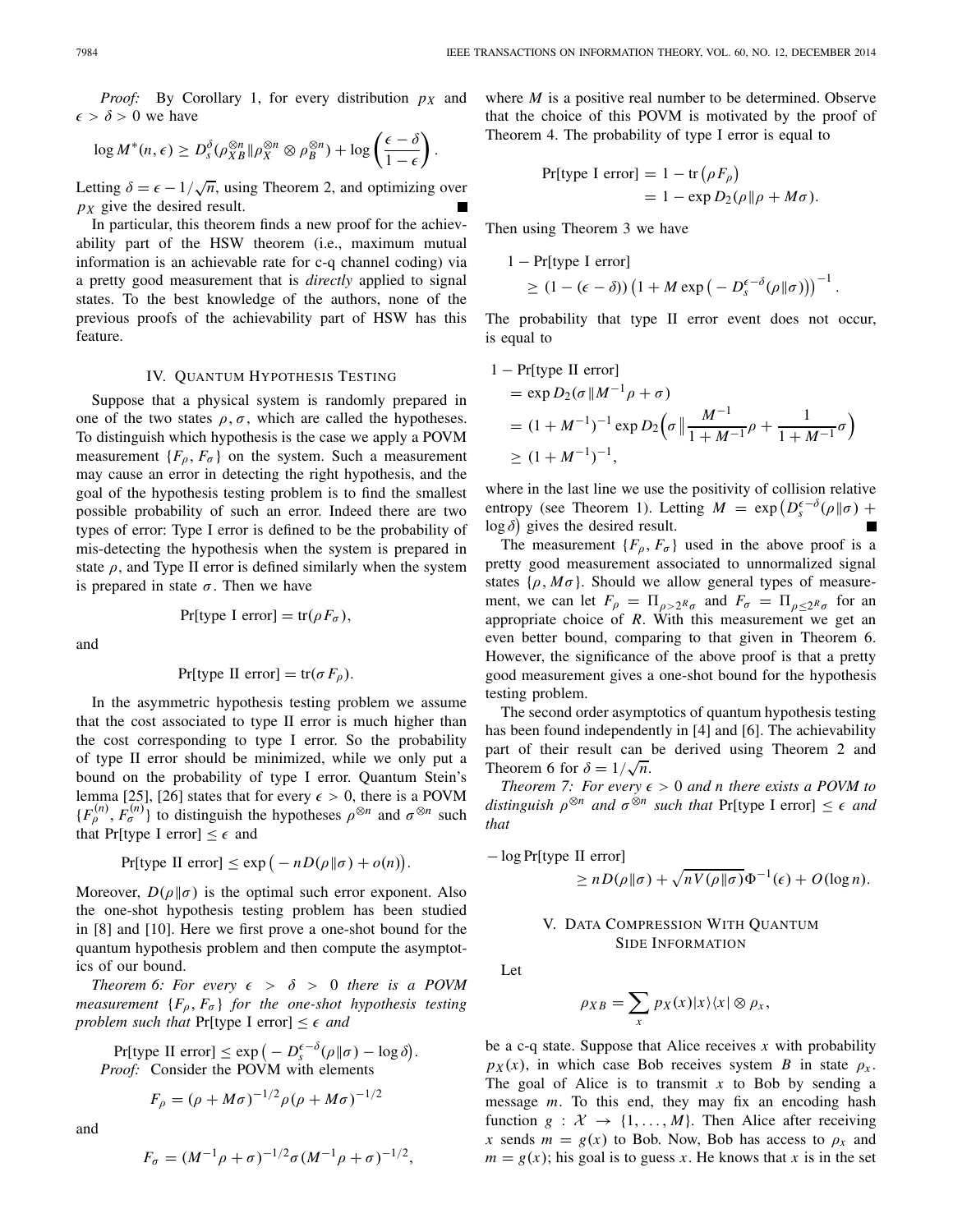*Proof:* By Corollary 1, for every distribution $p_X$ and $\epsilon > \delta > 0$ we have

$$\log M^*(n, \epsilon) \geq D_s^\delta(\rho_{XB}^{\otimes n} \| \rho_X^{\otimes n} \otimes \rho_B^{\otimes n}) + \log\left(\frac{\epsilon - \delta}{1 - \epsilon}\right).$$

Letting $\delta = \epsilon - 1/\sqrt{n}$, using Theorem 2, and optimizing over $p_X$ give the desired result. ■

In particular, this theorem finds a new proof for the achievability part of the HSW theorem (i.e., maximum mutual information is an achievable rate for c-q channel coding) via a pretty good measurement that is *directly* applied to signal states. To the best knowledge of the authors, none of the previous proofs of the achievability part of HSW has this feature.

## IV. Quantum Hypothesis Testing

Suppose that a physical system is randomly prepared in one of the two states $\rho, \sigma$, which are called the hypotheses. To distinguish which hypothesis is the case we apply a POVM measurement $\{F_\rho, F_\sigma\}$ on the system. Such a measurement may cause an error in detecting the right hypothesis, and the goal of the hypothesis testing problem is to find the smallest possible probability of such an error. Indeed there are two types of error: Type I error is defined to be the probability of mis-detecting the hypothesis when the system is prepared in state $\rho$, and Type II error is defined similarly when the system is prepared in state $\sigma$. Then we have

$$\Pr[\text{type I error}] = \operatorname{tr}(\rho F_\sigma),$$

and

$$\Pr[\text{type II error}] = \operatorname{tr}(\sigma F_\rho).$$

In the asymmetric hypothesis testing problem we assume that the cost associated to type II error is much higher than the cost corresponding to type I error. So the probability of type II error should be minimized, while we only put a bound on the probability of type I error. Quantum Stein's lemma [25], [26] states that for every $\epsilon > 0$, there is a POVM $\{F_\rho^{(n)}, F_\sigma^{(n)}\}$ to distinguish the hypotheses $\rho^{\otimes n}$ and $\sigma^{\otimes n}$ such that $\Pr[\text{type I error}] \leq \epsilon$ and

$$\Pr[\text{type II error}] \leq \exp\big(-nD(\rho\|\sigma) + o(n)\big).$$

Moreover, $D(\rho\|\sigma)$ is the optimal such error exponent. Also the one-shot hypothesis testing problem has been studied in [8] and [10]. Here we first prove a one-shot bound for the quantum hypothesis problem and then compute the asymptotics of our bound.

*Theorem 6: For every $\epsilon > \delta > 0$ there is a POVM measurement $\{F_\rho, F_\sigma\}$ for the one-shot hypothesis testing problem such that* $\Pr[\text{type I error}] \leq \epsilon$ *and*

$$\Pr[\text{type II error}] \leq \exp\big(-D_s^{\epsilon-\delta}(\rho\|\sigma) - \log\delta\big).$$

*Proof:* Consider the POVM with elements

$$F_\rho = (\rho + M\sigma)^{-1/2}\rho(\rho + M\sigma)^{-1/2}$$

and

$$F_\sigma = (M^{-1}\rho + \sigma)^{-1/2}\sigma(M^{-1}\rho + \sigma)^{-1/2},$$

where $M$ is a positive real number to be determined. Observe that the choice of this POVM is motivated by the proof of Theorem 4. The probability of type I error is equal to

$$\begin{aligned}\Pr[\text{type I error}] &= 1 - \operatorname{tr}\big(\rho F_\rho\big)\\ &= 1 - \exp D_2(\rho\|\rho + M\sigma).\end{aligned}$$

Then using Theorem 3 we have

$$\begin{aligned}&1 - \Pr[\text{type I error}]\\ &\quad\geq (1 - (\epsilon - \delta))\left(1 + M\exp\big(-D_s^{\epsilon-\delta}(\rho\|\sigma)\big)\right)^{-1}.\end{aligned}$$

The probability that type II error event does not occur, is equal to

$$\begin{aligned}&1 - \Pr[\text{type II error}]\\ &= \exp D_2(\sigma\|M^{-1}\rho + \sigma)\\ &= (1 + M^{-1})^{-1}\exp D_2\Big(\sigma\Big\|\frac{M^{-1}}{1 + M^{-1}}\rho + \frac{1}{1 + M^{-1}}\sigma\Big)\\ &\geq (1 + M^{-1})^{-1},\end{aligned}$$

where in the last line we use the positivity of collision relative entropy (see Theorem 1). Letting $M = \exp\big(D_s^{\epsilon-\delta}(\rho\|\sigma) + \log\delta\big)$ gives the desired result. ■

The measurement $\{F_\rho, F_\sigma\}$ used in the above proof is a pretty good measurement associated to unnormalized signal states $\{\rho, M\sigma\}$. Should we allow general types of measurement, we can let $F_\rho = \Pi_{\rho > 2^R\sigma}$ and $F_\sigma = \Pi_{\rho \leq 2^R\sigma}$ for an appropriate choice of $R$. With this measurement we get an even better bound, comparing to that given in Theorem 6. However, the significance of the above proof is that a pretty good measurement gives a one-shot bound for the hypothesis testing problem.

The second order asymptotics of quantum hypothesis testing has been found independently in [4] and [6]. The achievability part of their result can be derived using Theorem 2 and Theorem 6 for $\delta = 1/\sqrt{n}$.

*Theorem 7: For every $\epsilon > 0$ and $n$ there exists a POVM to distinguish $\rho^{\otimes n}$ and $\sigma^{\otimes n}$ such that* $\Pr[\text{type I error}] \leq \epsilon$ *and that*

$$\begin{aligned}&-\log\Pr[\text{type II error}]\\ &\qquad\geq nD(\rho\|\sigma) + \sqrt{nV(\rho\|\sigma)}\,\Phi^{-1}(\epsilon) + O(\log n).\end{aligned}$$

## V. Data Compression With Quantum Side Information

Let

$$\rho_{XB} = \sum_x p_X(x)|x\rangle\langle x| \otimes \rho_x,$$

be a c-q state. Suppose that Alice receives $x$ with probability $p_X(x)$, in which case Bob receives system $B$ in state $\rho_x$. The goal of Alice is to transmit $x$ to Bob by sending a message $m$. To this end, they may fix an encoding hash function $g : \mathcal{X} \to \{1, \ldots, M\}$. Then Alice after receiving $x$ sends $m = g(x)$ to Bob. Now, Bob has access to $\rho_x$ and $m = g(x)$; his goal is to guess $x$. He knows that $x$ is in the set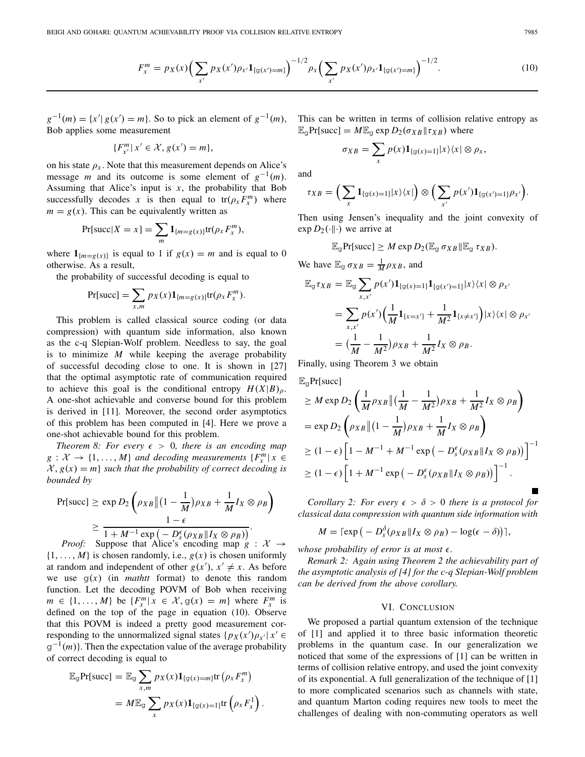$$F_x^m = p_X(x)\Big(\sum_{x'} p_X(x')\rho_{x'}\mathbf{1}_{\{\mathtt{g}(x')=m\}}\Big)^{-1/2}\rho_x\Big(\sum_{x'} p_X(x')\rho_{x'}\mathbf{1}_{\{\mathtt{g}(x')=m\}}\Big)^{-1/2}. \tag{10}$$

$g^{-1}(m) = \{x' | \, g(x') = m\}$. So to pick an element of $g^{-1}(m)$, Bob applies some measurement

$$\{F_{x'}^m | \, x' \in \mathcal{X}, g(x') = m\},$$

on his state $\rho_x$. Note that this measurement depends on Alice's message $m$ and its outcome is some element of $g^{-1}(m)$. Assuming that Alice's input is $x$, the probability that Bob successfully decodes $x$ is then equal to $\mathrm{tr}(\rho_x F_x^m)$ where $m = g(x)$. This can be equivalently written as

$$\Pr[\text{succ}|X = x] = \sum_m \mathbf{1}_{\{m=g(x)\}}\mathrm{tr}(\rho_x F_x^m),$$

where $\mathbf{1}_{\{m=g(x)\}}$ is equal to 1 if $g(x) = m$ and is equal to 0 otherwise. As a result,

the probability of successful decoding is equal to

$$\Pr[\text{succ}] = \sum_{x,m} p_X(x)\mathbf{1}_{\{m=g(x)\}}\mathrm{tr}(\rho_x F_x^m).$$

This problem is called classical source coding (or data compression) with quantum side information, also known as the c-q Slepian-Wolf problem. Needless to say, the goal is to minimize $M$ while keeping the average probability of successful decoding close to one. It is shown in [27] that the optimal asymptotic rate of communication required to achieve this goal is the conditional entropy $H(X|B)_\rho$. A one-shot achievable and converse bound for this problem is derived in [11]. Moreover, the second order asymptotics of this problem has been computed in [4]. Here we prove a one-shot achievable bound for this problem.

*Theorem 8: For every $\epsilon > 0$, there is an encoding map $g : \mathcal{X} \to \{1, \dots, M\}$ and decoding measurements $\{F_x^m | \, x \in \mathcal{X}, g(x) = m\}$ such that the probability of correct decoding is bounded by*

$$\begin{aligned}\Pr[\text{succ}] &\geq \exp D_2\left(\rho_{XB}\big\|\big(1-\frac{1}{M}\big)\rho_{XB} + \frac{1}{M}I_X\otimes\rho_B\right)\\ &\geq \frac{1-\epsilon}{1+M^{-1}\exp\big(-D_s^\epsilon(\rho_{XB}\|I_X\otimes\rho_B)\big)}.\end{aligned}$$

*Proof:* Suppose that Alice's encoding map $g : \mathcal{X} \to \{1, \dots, M\}$ is chosen randomly, i.e., $g(x)$ is chosen uniformly at random and independent of other $g(x')$, $x' \neq x$. As before we use $\mathtt{g}(x)$ (in *mathtt* format) to denote this random function. Let the decoding POVM of Bob when receiving $m \in \{1, \dots, M\}$ be $\{F_x^m | \, x \in \mathcal{X}, \mathtt{g}(x) = m\}$ where $F_x^m$ is defined on the top of the page in equation (10). Observe that this POVM is indeed a pretty good measurement corresponding to the unnormalized signal states $\{p_X(x')\rho_{x'} | \, x' \in \mathtt{g}^{-1}(m)\}$. Then the expectation value of the average probability of correct decoding is equal to

$$\begin{aligned}\mathbb{E}_{\mathtt{g}}\Pr[\text{succ}] &= \mathbb{E}_{\mathtt{g}}\sum_{x,m} p_X(x)\mathbf{1}_{\{\mathtt{g}(x)=m\}}\mathrm{tr}\left(\rho_x F_x^m\right)\\ &= M\mathbb{E}_{\mathtt{g}}\sum_x p_X(x)\mathbf{1}_{\{\mathtt{g}(x)=1\}}\mathrm{tr}\left(\rho_x F_x^1\right).\end{aligned}$$

This can be written in terms of collision relative entropy as $\mathbb{E}_{\mathtt{g}}\Pr[\text{succ}] = M\mathbb{E}_{\mathtt{g}}\exp D_2(\sigma_{XB}\|\tau_{XB})$ where

$$\sigma_{XB} = \sum_x p(x)\mathbf{1}_{\{\mathtt{g}(x)=1\}}|x\rangle\langle x| \otimes \rho_x,$$

and

$$\tau_{XB} = \Big(\sum_x \mathbf{1}_{\{\mathtt{g}(x)=1\}}|x\rangle\langle x|\Big) \otimes \Big(\sum_{x'} p(x')\mathbf{1}_{\{\mathtt{g}(x')=1\}}\rho_{x'}\Big).$$

Then using Jensen's inequality and the joint convexity of $\exp D_2(\cdot\|\cdot)$ we arrive at

$$\mathbb{E}_{\mathtt{g}}\Pr[\text{succ}] \geq M\exp D_2(\mathbb{E}_{\mathtt{g}}\,\sigma_{XB}\|\mathbb{E}_{\mathtt{g}}\,\tau_{XB}).$$

We have $\mathbb{E}_{\mathtt{g}}\,\sigma_{XB} = \frac{1}{M}\rho_{XB}$, and

$$\begin{aligned}\mathbb{E}_{\mathtt{g}}\tau_{XB} &= \mathbb{E}_{\mathtt{g}}\sum_{x,x'} p(x')\mathbf{1}_{\{\mathtt{g}(x)=1\}}\mathbf{1}_{\{\mathtt{g}(x')=1\}}|x\rangle\langle x| \otimes \rho_{x'}\\ &= \sum_{x,x'} p(x')\Big(\frac{1}{M}\mathbf{1}_{\{x=x'\}} + \frac{1}{M^2}\mathbf{1}_{\{x\neq x'\}}\Big)|x\rangle\langle x| \otimes \rho_{x'}\\ &= \big(\frac{1}{M} - \frac{1}{M^2}\big)\rho_{XB} + \frac{1}{M^2}I_X\otimes\rho_B.\end{aligned}$$

Finally, using Theorem 3 we obtain

$$\begin{aligned}&\mathbb{E}_{\mathtt{g}}\Pr[\text{succ}]\\ &\geq M\exp D_2\left(\frac{1}{M}\rho_{XB}\big\|\big(\frac{1}{M}-\frac{1}{M^2}\big)\rho_{XB} + \frac{1}{M^2}I_X\otimes\rho_B\right)\\ &= \exp D_2\left(\rho_{XB}\big\|\big(1-\frac{1}{M}\big)\rho_{XB} + \frac{1}{M}I_X\otimes\rho_B\right)\\ &\geq (1-\epsilon)\Big[1 - M^{-1} + M^{-1}\exp\big(-D_s^\epsilon(\rho_{XB}\|I_X\otimes\rho_B)\big)\Big]^{-1}\\ &\geq (1-\epsilon)\Big[1 + M^{-1}\exp\big(-D_s^\epsilon(\rho_{XB}\|I_X\otimes\rho_B)\big)\Big]^{-1}.\end{aligned}$$

■

*Corollary 2: For every $\epsilon > \delta > 0$ there is a protocol for classical data compression with quantum side information with*

$$M = \lceil\exp\big(-D_s^\delta(\rho_{XB}\|I_X\otimes\rho_B) - \log(\epsilon-\delta)\big)\rceil,$$

*whose probability of error is at most $\epsilon$.*

*Remark 2: Again using Theorem 2 the achievability part of the asymptotic analysis of [4] for the c-q Slepian-Wolf problem can be derived from the above corollary.*

## VI. Conclusion

We proposed a partial quantum extension of the technique of [1] and applied it to three basic information theoretic problems in the quantum case. In our generalization we noticed that some of the expressions of [1] can be written in terms of collision relative entropy, and used the joint convexity of its exponential. A full generalization of the technique of [1] to more complicated scenarios such as channels with state, and quantum Marton coding requires new tools to meet the challenges of dealing with non-commuting operators as well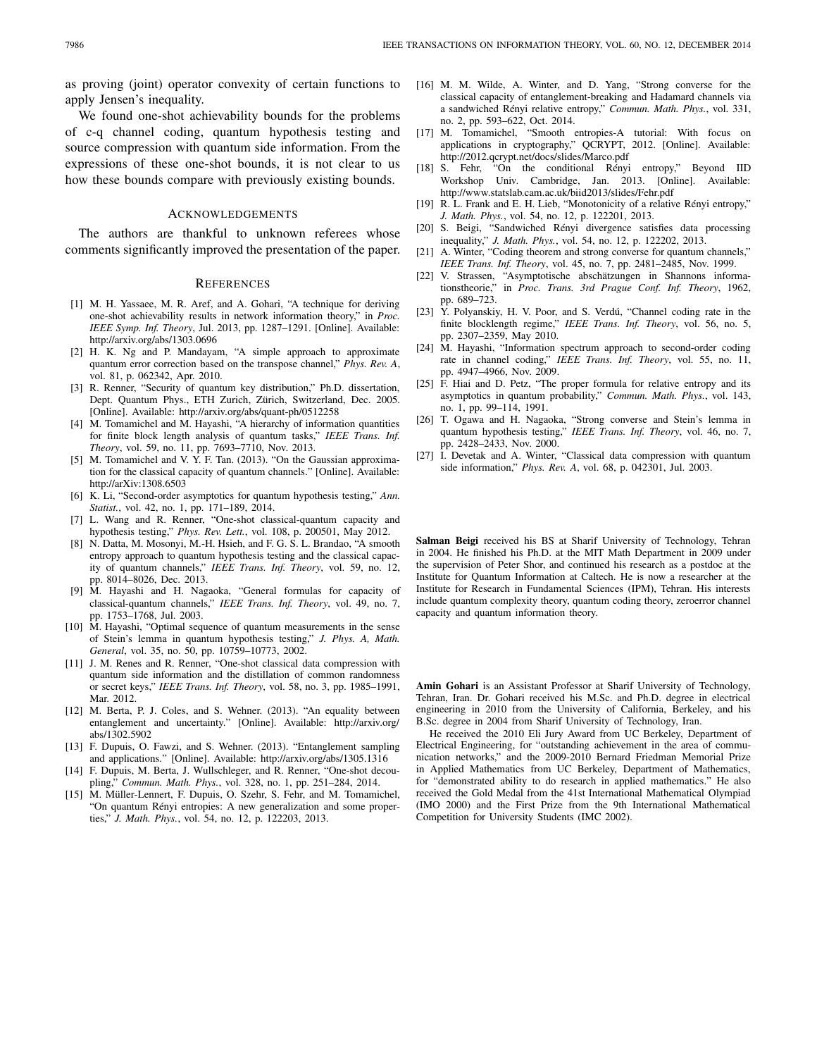as proving (joint) operator convexity of certain functions to apply Jensen's inequality.

We found one-shot achievability bounds for the problems of c-q channel coding, quantum hypothesis testing and source compression with quantum side information. From the expressions of these one-shot bounds, it is not clear to us how these bounds compare with previously existing bounds.

## Acknowledgements

The authors are thankful to unknown referees whose comments significantly improved the presentation of the paper.

## References

[1] M. H. Yassaee, M. R. Aref, and A. Gohari, "A technique for deriving one-shot achievability results in network information theory," in *Proc. IEEE Symp. Inf. Theory*, Jul. 2013, pp. 1287–1291. [Online]. Available: http://arxiv.org/abs/1303.0696

[2] H. K. Ng and P. Mandayam, "A simple approach to approximate quantum error correction based on the transpose channel," *Phys. Rev. A*, vol. 81, p. 062342, Apr. 2010.

[3] R. Renner, "Security of quantum key distribution," Ph.D. dissertation, Dept. Quantum Phys., ETH Zurich, Zürich, Switzerland, Dec. 2005. [Online]. Available: http://arxiv.org/abs/quant-ph/0512258

[4] M. Tomamichel and M. Hayashi, "A hierarchy of information quantities for finite block length analysis of quantum tasks," *IEEE Trans. Inf. Theory*, vol. 59, no. 11, pp. 7693–7710, Nov. 2013.

[5] M. Tomamichel and V. Y. F. Tan. (2013). "On the Gaussian approximation for the classical capacity of quantum channels." [Online]. Available: http://arXiv:1308.6503

[6] K. Li, "Second-order asymptotics for quantum hypothesis testing," *Ann. Statist.*, vol. 42, no. 1, pp. 171–189, 2014.

[7] L. Wang and R. Renner, "One-shot classical-quantum capacity and hypothesis testing," *Phys. Rev. Lett.*, vol. 108, p. 200501, May 2012.

[8] N. Datta, M. Mosonyi, M.-H. Hsieh, and F. G. S. L. Brandao, "A smooth entropy approach to quantum hypothesis testing and the classical capacity of quantum channels," *IEEE Trans. Inf. Theory*, vol. 59, no. 12, pp. 8014–8026, Dec. 2013.

[9] M. Hayashi and H. Nagaoka, "General formulas for capacity of classical-quantum channels," *IEEE Trans. Inf. Theory*, vol. 49, no. 7, pp. 1753–1768, Jul. 2003.

[10] M. Hayashi, "Optimal sequence of quantum measurements in the sense of Stein's lemma in quantum hypothesis testing," *J. Phys. A, Math. General*, vol. 35, no. 50, pp. 10759–10773, 2002.

[11] J. M. Renes and R. Renner, "One-shot classical data compression with quantum side information and the distillation of common randomness or secret keys," *IEEE Trans. Inf. Theory*, vol. 58, no. 3, pp. 1985–1991, Mar. 2012.

[12] M. Berta, P. J. Coles, and S. Wehner. (2013). "An equality between entanglement and uncertainty." [Online]. Available: http://arxiv.org/abs/1302.5902

[13] F. Dupuis, O. Fawzi, and S. Wehner. (2013). "Entanglement sampling and applications." [Online]. Available: http://arxiv.org/abs/1305.1316

[14] F. Dupuis, M. Berta, J. Wullschleger, and R. Renner, "One-shot decoupling," *Commun. Math. Phys.*, vol. 328, no. 1, pp. 251–284, 2014.

[15] M. Müller-Lennert, F. Dupuis, O. Szehr, S. Fehr, and M. Tomamichel, "On quantum Rényi entropies: A new generalization and some properties," *J. Math. Phys.*, vol. 54, no. 12, p. 122203, 2013.

[16] M. M. Wilde, A. Winter, and D. Yang, "Strong converse for the classical capacity of entanglement-breaking and Hadamard channels via a sandwiched Rényi relative entropy," *Commun. Math. Phys.*, vol. 331, no. 2, pp. 593–622, Oct. 2014.

[17] M. Tomamichel, "Smooth entropies-A tutorial: With focus on applications in cryptography," QCRYPT, 2012. [Online]. Available: http://2012.qcrypt.net/docs/slides/Marco.pdf

[18] S. Fehr, "On the conditional Rényi entropy," Beyond IID Workshop Univ. Cambridge, Jan. 2013. [Online]. Available: http://www.statslab.cam.ac.uk/biid2013/slides/Fehr.pdf

[19] R. L. Frank and E. H. Lieb, "Monotonicity of a relative Rényi entropy," *J. Math. Phys.*, vol. 54, no. 12, p. 122201, 2013.

[20] S. Beigi, "Sandwiched Rényi divergence satisfies data processing inequality," *J. Math. Phys.*, vol. 54, no. 12, p. 122202, 2013.

[21] A. Winter, "Coding theorem and strong converse for quantum channels," *IEEE Trans. Inf. Theory*, vol. 45, no. 7, pp. 2481–2485, Nov. 1999.

[22] V. Strassen, "Asymptotische abschätzungen in Shannons informationstheorie," in *Proc. Trans. 3rd Prague Conf. Inf. Theory*, 1962, pp. 689–723.

[23] Y. Polyanskiy, H. V. Poor, and S. Verdú, "Channel coding rate in the finite blocklength regime," *IEEE Trans. Inf. Theory*, vol. 56, no. 5, pp. 2307–2359, May 2010.

[24] M. Hayashi, "Information spectrum approach to second-order coding rate in channel coding," *IEEE Trans. Inf. Theory*, vol. 55, no. 11, pp. 4947–4966, Nov. 2009.

[25] F. Hiai and D. Petz, "The proper formula for relative entropy and its asymptotics in quantum probability," *Commun. Math. Phys.*, vol. 143, no. 1, pp. 99–114, 1991.

[26] T. Ogawa and H. Nagaoka, "Strong converse and Stein's lemma in quantum hypothesis testing," *IEEE Trans. Inf. Theory*, vol. 46, no. 7, pp. 2428–2433, Nov. 2000.

[27] I. Devetak and A. Winter, "Classical data compression with quantum side information," *Phys. Rev. A*, vol. 68, p. 042301, Jul. 2003.

**Salman Beigi** received his BS at Sharif University of Technology, Tehran in 2004. He finished his Ph.D. at the MIT Math Department in 2009 under the supervision of Peter Shor, and continued his research as a postdoc at the Institute for Quantum Information at Caltech. He is now a researcher at the Institute for Research in Fundamental Sciences (IPM), Tehran. His interests include quantum complexity theory, quantum coding theory, zeroerror channel capacity and quantum information theory.

**Amin Gohari** is an Assistant Professor at Sharif University of Technology, Tehran, Iran. Dr. Gohari received his M.Sc. and Ph.D. degree in electrical engineering in 2010 from the University of California, Berkeley, and his B.Sc. degree in 2004 from Sharif University of Technology, Iran.

He received the 2010 Eli Jury Award from UC Berkeley, Department of Electrical Engineering, for "outstanding achievement in the area of communication networks," and the 2009-2010 Bernard Friedman Memorial Prize in Applied Mathematics from UC Berkeley, Department of Mathematics, for "demonstrated ability to do research in applied mathematics." He also received the Gold Medal from the 41st International Mathematical Olympiad (IMO 2000) and the First Prize from the 9th International Mathematical Competition for University Students (IMC 2002).